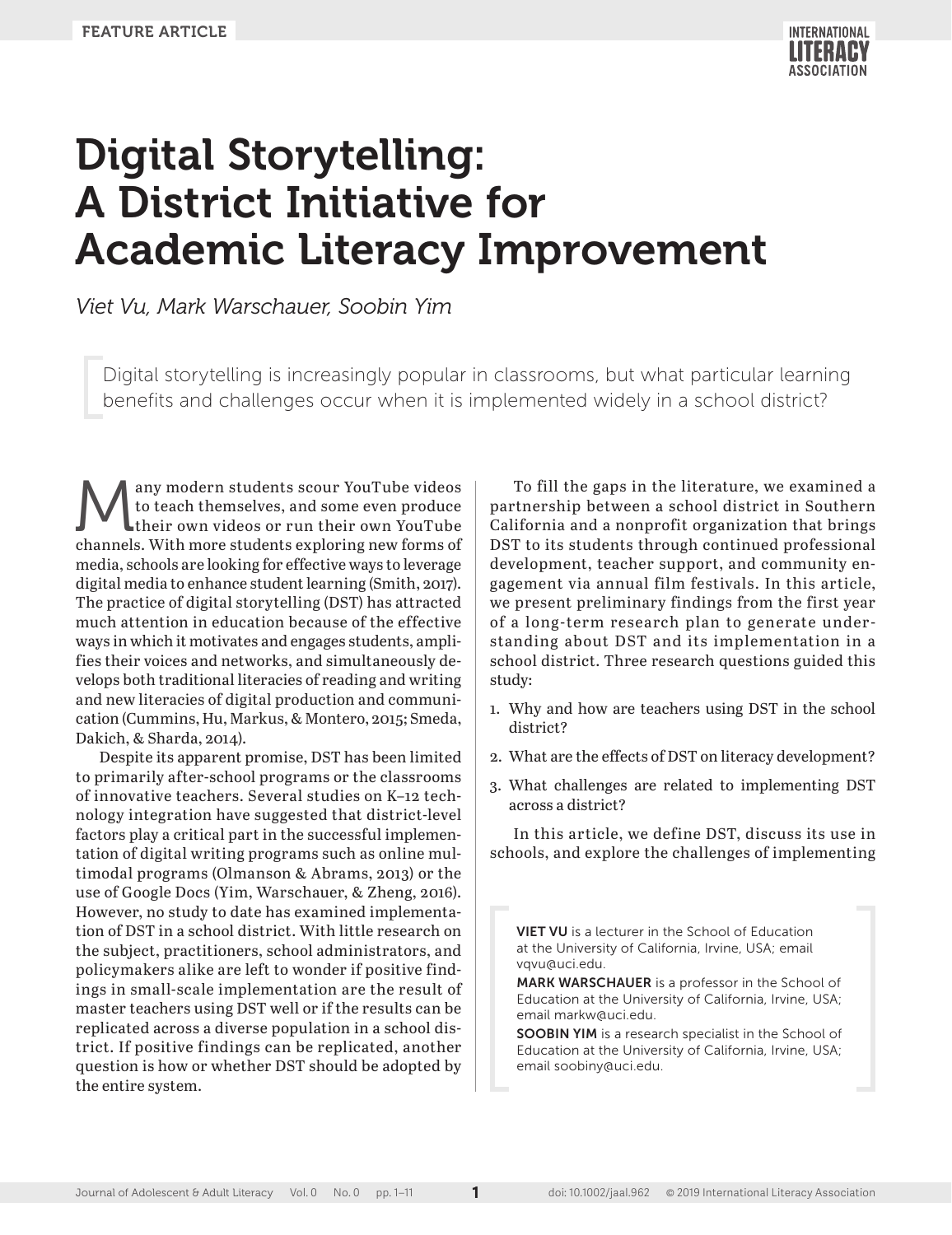FEATURE ARTICLE

# Digital Storytelling: A District Initiative for Academic Literacy Improvement

*Viet Vu, Mark Warschauer, Soobin Yim*

Digital storytelling is increasingly popular in classrooms, but what particular learning benefits and challenges occur when it is implemented widely in a school district?

Many modern students scour YouTube videos to teach themselves, and some even produce their own videos or run their own YouTube channels. With more students exploring new forms of media, schools are looking for effective ways to leverage digital media to enhance student learning (Smith, 2017). The practice of digital storytelling (DST) has attracted much attention in education because of the effective ways in which it motivates and engages students, amplifies their voices and networks, and simultaneously develops both traditional literacies of reading and writing and new literacies of digital production and communication (Cummins, Hu, Markus, & Montero, 2015; Smeda, Dakich, & Sharda, 2014).

Despite its apparent promise, DST has been limited to primarily after-school programs or the classrooms of innovative teachers. Several studies on K–12 technology integration have suggested that district-level factors play a critical part in the successful implementation of digital writing programs such as online multimodal programs (Olmanson & Abrams, 2013) or the use of Google Docs (Yim, Warschauer, & Zheng, 2016). However, no study to date has examined implementation of DST in a school district. With little research on the subject, practitioners, school administrators, and policymakers alike are left to wonder if positive findings in small-scale implementation are the result of master teachers using DST well or if the results can be replicated across a diverse population in a school district. If positive findings can be replicated, another question is how or whether DST should be adopted by the entire system.

To fill the gaps in the literature, we examined a partnership between a school district in Southern California and a nonprofit organization that brings DST to its students through continued professional development, teacher support, and community engagement via annual film festivals. In this article, we present preliminary findings from the first year of a long-term research plan to generate understanding about DST and its implementation in a school district. Three research questions guided this study:

1. Why and how are teachers using DST in the school district?
2. What are the effects of DST on literacy development?
3. What challenges are related to implementing DST across a district?

In this article, we define DST, discuss its use in schools, and explore the challenges of implementing

**VIET VU** is a lecturer in the School of Education at the University of California, Irvine, USA; email vqvu@uci.edu.

**MARK WARSCHAUER** is a professor in the School of Education at the University of California, Irvine, USA; email markw@uci.edu.

**SOOBIN YIM** is a research specialist in the School of Education at the University of California, Irvine, USA; email soobiny@uci.edu.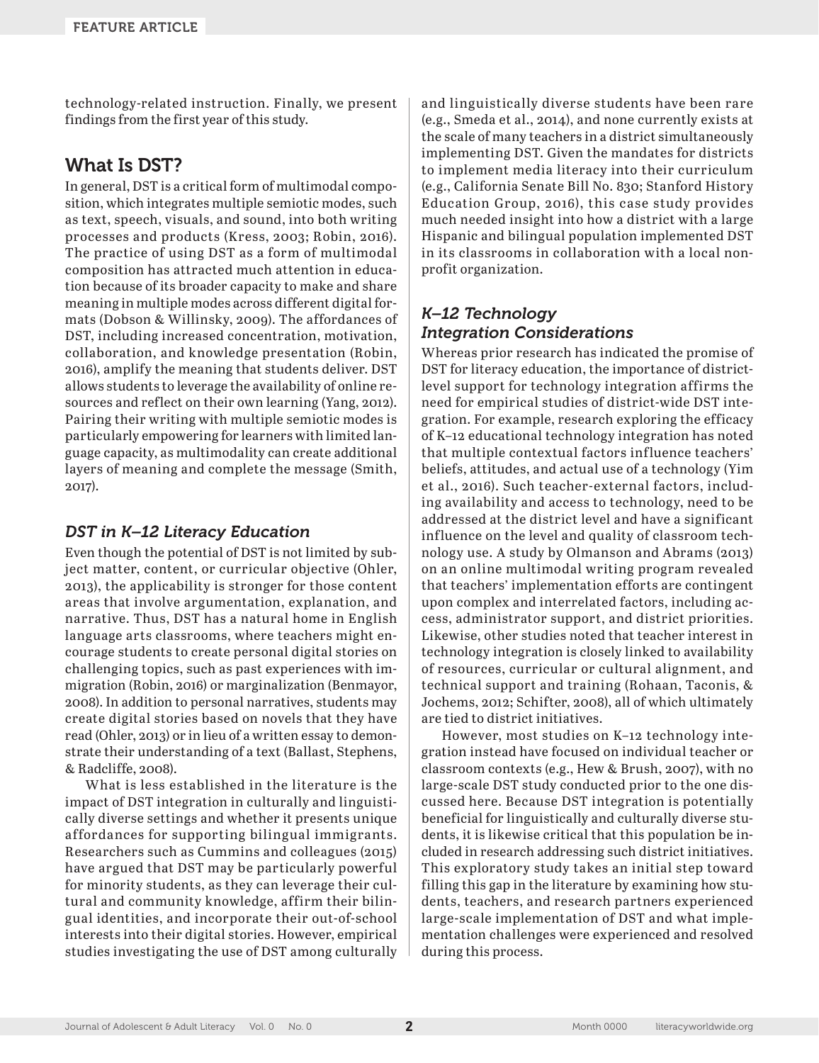technology-related instruction. Finally, we present findings from the first year of this study.

## What Is DST?

In general, DST is a critical form of multimodal composition, which integrates multiple semiotic modes, such as text, speech, visuals, and sound, into both writing processes and products (Kress, 2003; Robin, 2016). The practice of using DST as a form of multimodal composition has attracted much attention in education because of its broader capacity to make and share meaning in multiple modes across different digital formats (Dobson & Willinsky, 2009). The affordances of DST, including increased concentration, motivation, collaboration, and knowledge presentation (Robin, 2016), amplify the meaning that students deliver. DST allows students to leverage the availability of online resources and reflect on their own learning (Yang, 2012). Pairing their writing with multiple semiotic modes is particularly empowering for learners with limited language capacity, as multimodality can create additional layers of meaning and complete the message (Smith, 2017).

### *DST in K–12 Literacy Education*

Even though the potential of DST is not limited by subject matter, content, or curricular objective (Ohler, 2013), the applicability is stronger for those content areas that involve argumentation, explanation, and narrative. Thus, DST has a natural home in English language arts classrooms, where teachers might encourage students to create personal digital stories on challenging topics, such as past experiences with immigration (Robin, 2016) or marginalization (Benmayor, 2008). In addition to personal narratives, students may create digital stories based on novels that they have read (Ohler, 2013) or in lieu of a written essay to demonstrate their understanding of a text (Ballast, Stephens, & Radcliffe, 2008).

What is less established in the literature is the impact of DST integration in culturally and linguistically diverse settings and whether it presents unique affordances for supporting bilingual immigrants. Researchers such as Cummins and colleagues (2015) have argued that DST may be particularly powerful for minority students, as they can leverage their cultural and community knowledge, affirm their bilingual identities, and incorporate their out-of-school interests into their digital stories. However, empirical studies investigating the use of DST among culturally and linguistically diverse students have been rare (e.g., Smeda et al., 2014), and none currently exists at the scale of many teachers in a district simultaneously implementing DST. Given the mandates for districts to implement media literacy into their curriculum (e.g., California Senate Bill No. 830; Stanford History Education Group, 2016), this case study provides much needed insight into how a district with a large Hispanic and bilingual population implemented DST in its classrooms in collaboration with a local nonprofit organization.

### *K–12 Technology Integration Considerations*

Whereas prior research has indicated the promise of DST for literacy education, the importance of district-level support for technology integration affirms the need for empirical studies of district-wide DST integration. For example, research exploring the efficacy of K–12 educational technology integration has noted that multiple contextual factors influence teachers' beliefs, attitudes, and actual use of a technology (Yim et al., 2016). Such teacher-external factors, including availability and access to technology, need to be addressed at the district level and have a significant influence on the level and quality of classroom technology use. A study by Olmanson and Abrams (2013) on an online multimodal writing program revealed that teachers' implementation efforts are contingent upon complex and interrelated factors, including access, administrator support, and district priorities. Likewise, other studies noted that teacher interest in technology integration is closely linked to availability of resources, curricular or cultural alignment, and technical support and training (Rohaan, Taconis, & Jochems, 2012; Schifter, 2008), all of which ultimately are tied to district initiatives.

However, most studies on K–12 technology integration instead have focused on individual teacher or classroom contexts (e.g., Hew & Brush, 2007), with no large-scale DST study conducted prior to the one discussed here. Because DST integration is potentially beneficial for linguistically and culturally diverse students, it is likewise critical that this population be included in research addressing such district initiatives. This exploratory study takes an initial step toward filling this gap in the literature by examining how students, teachers, and research partners experienced large-scale implementation of DST and what implementation challenges were experienced and resolved during this process.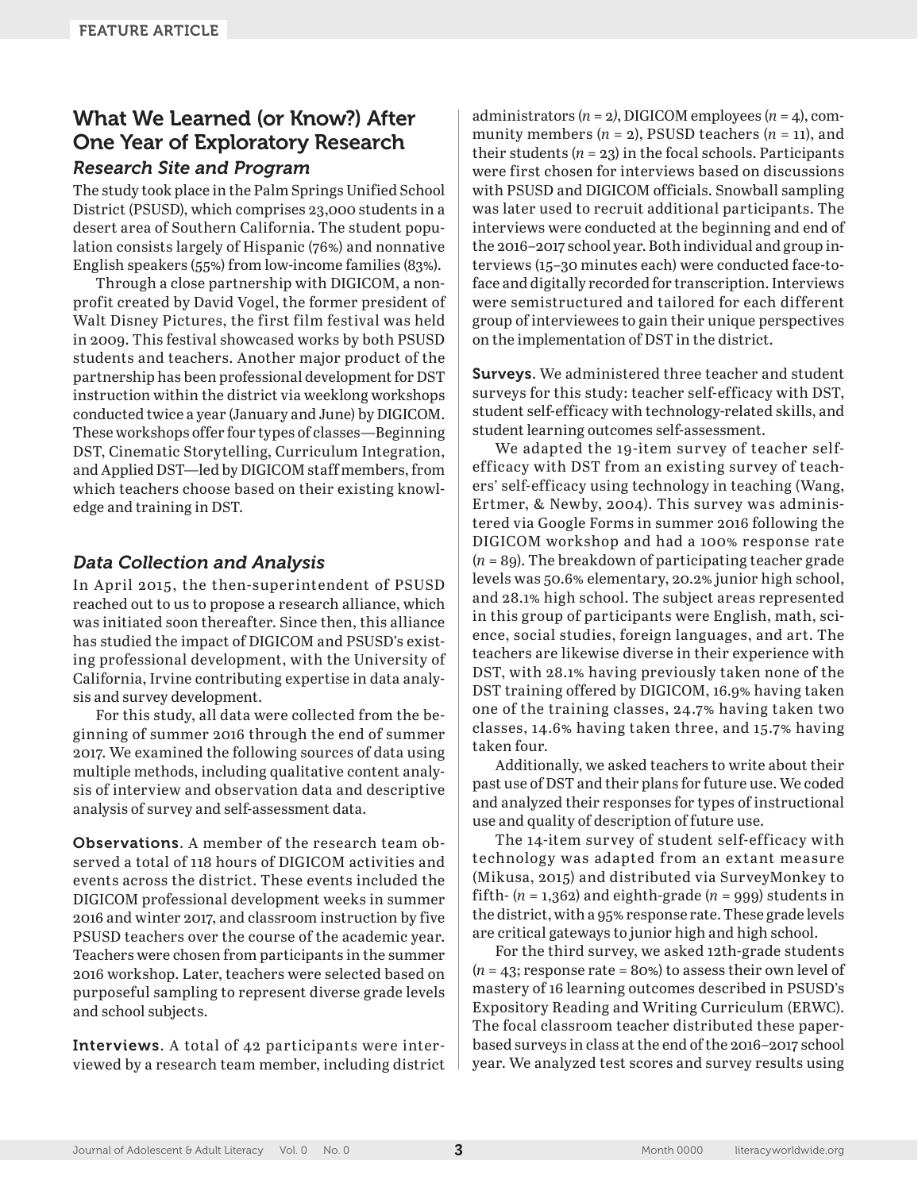## What We Learned (or Know?) After One Year of Exploratory Research

### *Research Site and Program*

The study took place in the Palm Springs Unified School District (PSUSD), which comprises 23,000 students in a desert area of Southern California. The student population consists largely of Hispanic (76%) and nonnative English speakers (55%) from low-income families (83%).

Through a close partnership with DIGICOM, a nonprofit created by David Vogel, the former president of Walt Disney Pictures, the first film festival was held in 2009. This festival showcased works by both PSUSD students and teachers. Another major product of the partnership has been professional development for DST instruction within the district via weeklong workshops conducted twice a year (January and June) by DIGICOM. These workshops offer four types of classes—Beginning DST, Cinematic Storytelling, Curriculum Integration, and Applied DST—led by DIGICOM staff members, from which teachers choose based on their existing knowledge and training in DST.

### *Data Collection and Analysis*

In April 2015, the then-superintendent of PSUSD reached out to us to propose a research alliance, which was initiated soon thereafter. Since then, this alliance has studied the impact of DIGICOM and PSUSD's existing professional development, with the University of California, Irvine contributing expertise in data analysis and survey development.

For this study, all data were collected from the beginning of summer 2016 through the end of summer 2017. We examined the following sources of data using multiple methods, including qualitative content analysis of interview and observation data and descriptive analysis of survey and self-assessment data.

**Observations**. A member of the research team observed a total of 118 hours of DIGICOM activities and events across the district. These events included the DIGICOM professional development weeks in summer 2016 and winter 2017, and classroom instruction by five PSUSD teachers over the course of the academic year. Teachers were chosen from participants in the summer 2016 workshop. Later, teachers were selected based on purposeful sampling to represent diverse grade levels and school subjects.

**Interviews**. A total of 42 participants were interviewed by a research team member, including district administrators ($n$ = 2), DIGICOM employees ($n$ = 4), community members ($n$ = 2), PSUSD teachers ($n$ = 11), and their students ($n$ = 23) in the focal schools. Participants were first chosen for interviews based on discussions with PSUSD and DIGICOM officials. Snowball sampling was later used to recruit additional participants. The interviews were conducted at the beginning and end of the 2016–2017 school year. Both individual and group interviews (15–30 minutes each) were conducted face-to-face and digitally recorded for transcription. Interviews were semistructured and tailored for each different group of interviewees to gain their unique perspectives on the implementation of DST in the district.

**Surveys**. We administered three teacher and student surveys for this study: teacher self-efficacy with DST, student self-efficacy with technology-related skills, and student learning outcomes self-assessment.

We adapted the 19-item survey of teacher self-efficacy with DST from an existing survey of teachers' self-efficacy using technology in teaching (Wang, Ertmer, & Newby, 2004). This survey was administered via Google Forms in summer 2016 following the DIGICOM workshop and had a 100% response rate ($n$ = 89). The breakdown of participating teacher grade levels was 50.6% elementary, 20.2% junior high school, and 28.1% high school. The subject areas represented in this group of participants were English, math, science, social studies, foreign languages, and art. The teachers are likewise diverse in their experience with DST, with 28.1% having previously taken none of the DST training offered by DIGICOM, 16.9% having taken one of the training classes, 24.7% having taken two classes, 14.6% having taken three, and 15.7% having taken four.

Additionally, we asked teachers to write about their past use of DST and their plans for future use. We coded and analyzed their responses for types of instructional use and quality of description of future use.

The 14-item survey of student self-efficacy with technology was adapted from an extant measure (Mikusa, 2015) and distributed via SurveyMonkey to fifth- ($n$ = 1,362) and eighth-grade ($n$ = 999) students in the district, with a 95% response rate. These grade levels are critical gateways to junior high and high school.

For the third survey, we asked 12th-grade students ($n$ = 43; response rate = 80%) to assess their own level of mastery of 16 learning outcomes described in PSUSD's Expository Reading and Writing Curriculum (ERWC). The focal classroom teacher distributed these paper-based surveys in class at the end of the 2016–2017 school year. We analyzed test scores and survey results using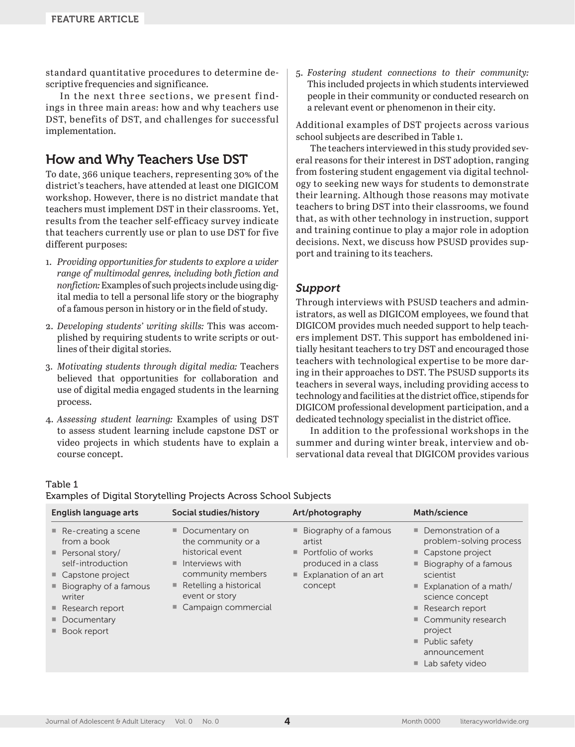standard quantitative procedures to determine descriptive frequencies and significance.

In the next three sections, we present findings in three main areas: how and why teachers use DST, benefits of DST, and challenges for successful implementation.

## How and Why Teachers Use DST

To date, 366 unique teachers, representing 30% of the district's teachers, have attended at least one DIGICOM workshop. However, there is no district mandate that teachers must implement DST in their classrooms. Yet, results from the teacher self-efficacy survey indicate that teachers currently use or plan to use DST for five different purposes:

1. *Providing opportunities for students to explore a wider range of multimodal genres, including both fiction and nonfiction:* Examples of such projects include using digital media to tell a personal life story or the biography of a famous person in history or in the field of study.
2. *Developing students' writing skills:* This was accomplished by requiring students to write scripts or outlines of their digital stories.
3. *Motivating students through digital media:* Teachers believed that opportunities for collaboration and use of digital media engaged students in the learning process.
4. *Assessing student learning:* Examples of using DST to assess student learning include capstone DST or video projects in which students have to explain a course concept.
5. *Fostering student connections to their community:* This included projects in which students interviewed people in their community or conducted research on a relevant event or phenomenon in their city.

Additional examples of DST projects across various school subjects are described in Table 1.

The teachers interviewed in this study provided several reasons for their interest in DST adoption, ranging from fostering student engagement via digital technology to seeking new ways for students to demonstrate their learning. Although those reasons may motivate teachers to bring DST into their classrooms, we found that, as with other technology in instruction, support and training continue to play a major role in adoption decisions. Next, we discuss how PSUSD provides support and training to its teachers.

### *Support*

Through interviews with PSUSD teachers and administrators, as well as DIGICOM employees, we found that DIGICOM provides much needed support to help teachers implement DST. This support has emboldened initially hesitant teachers to try DST and encouraged those teachers with technological expertise to be more daring in their approaches to DST. The PSUSD supports its teachers in several ways, including providing access to technology and facilities at the district office, stipends for DIGICOM professional development participation, and a dedicated technology specialist in the district office.

In addition to the professional workshops in the summer and during winter break, interview and observational data reveal that DIGICOM provides various

Table 1
Examples of Digital Storytelling Projects Across School Subjects

| English language arts | Social studies/history | Art/photography | Math/science |
|---|---|---|---|
| ■ Re-creating a scene from a book<br>■ Personal story/self-introduction<br>■ Capstone project<br>■ Biography of a famous writer<br>■ Research report<br>■ Documentary<br>■ Book report | ■ Documentary on the community or a historical event<br>■ Interviews with community members<br>■ Retelling a historical event or story<br>■ Campaign commercial | ■ Biography of a famous artist<br>■ Portfolio of works produced in a class<br>■ Explanation of an art concept | ■ Demonstration of a problem-solving process<br>■ Capstone project<br>■ Biography of a famous scientist<br>■ Explanation of a math/science concept<br>■ Research report<br>■ Community research project<br>■ Public safety announcement<br>■ Lab safety video |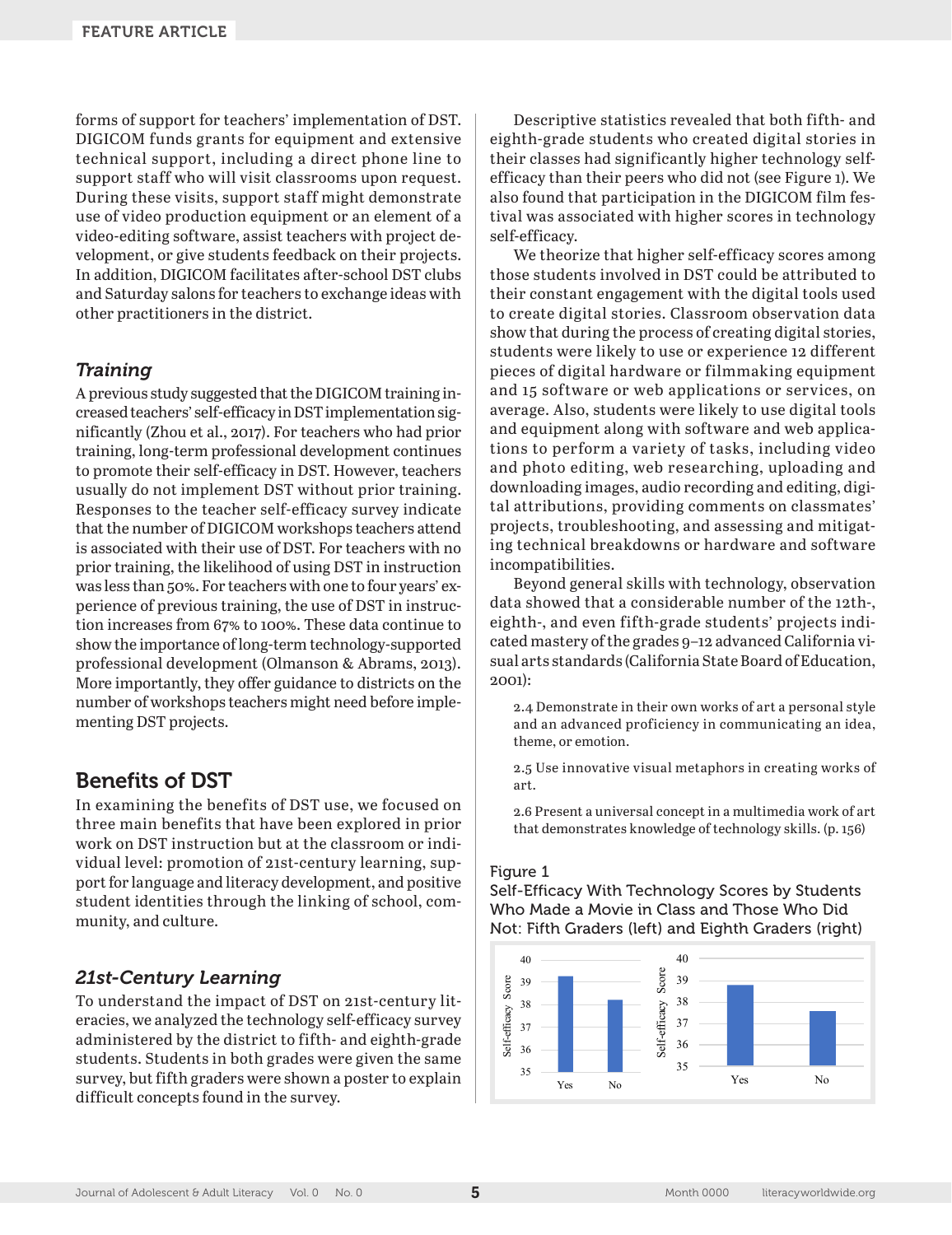forms of support for teachers' implementation of DST. DIGICOM funds grants for equipment and extensive technical support, including a direct phone line to support staff who will visit classrooms upon request. During these visits, support staff might demonstrate use of video production equipment or an element of a video-editing software, assist teachers with project development, or give students feedback on their projects. In addition, DIGICOM facilitates after-school DST clubs and Saturday salons for teachers to exchange ideas with other practitioners in the district.

### *Training*

A previous study suggested that the DIGICOM training increased teachers' self-efficacy in DST implementation significantly (Zhou et al., 2017). For teachers who had prior training, long-term professional development continues to promote their self-efficacy in DST. However, teachers usually do not implement DST without prior training. Responses to the teacher self-efficacy survey indicate that the number of DIGICOM workshops teachers attend is associated with their use of DST. For teachers with no prior training, the likelihood of using DST in instruction was less than 50%. For teachers with one to four years' experience of previous training, the use of DST in instruction increases from 67% to 100%. These data continue to show the importance of long-term technology-supported professional development (Olmanson & Abrams, 2013). More importantly, they offer guidance to districts on the number of workshops teachers might need before implementing DST projects.

## Benefits of DST

In examining the benefits of DST use, we focused on three main benefits that have been explored in prior work on DST instruction but at the classroom or individual level: promotion of 21st-century learning, support for language and literacy development, and positive student identities through the linking of school, community, and culture.

### *21st-Century Learning*

To understand the impact of DST on 21st-century literacies, we analyzed the technology self-efficacy survey administered by the district to fifth- and eighth-grade students. Students in both grades were given the same survey, but fifth graders were shown a poster to explain difficult concepts found in the survey.

Descriptive statistics revealed that both fifth- and eighth-grade students who created digital stories in their classes had significantly higher technology self-efficacy than their peers who did not (see Figure 1). We also found that participation in the DIGICOM film festival was associated with higher scores in technology self-efficacy.

We theorize that higher self-efficacy scores among those students involved in DST could be attributed to their constant engagement with the digital tools used to create digital stories. Classroom observation data show that during the process of creating digital stories, students were likely to use or experience 12 different pieces of digital hardware or filmmaking equipment and 15 software or web applications or services, on average. Also, students were likely to use digital tools and equipment along with software and web applications to perform a variety of tasks, including video and photo editing, web researching, uploading and downloading images, audio recording and editing, digital attributions, providing comments on classmates' projects, troubleshooting, and assessing and mitigating technical breakdowns or hardware and software incompatibilities.

Beyond general skills with technology, observation data showed that a considerable number of the 12th-, eighth-, and even fifth-grade students' projects indicated mastery of the grades 9–12 advanced California visual arts standards (California State Board of Education, 2001):

> 2.4 Demonstrate in their own works of art a personal style and an advanced proficiency in communicating an idea, theme, or emotion.
>
> 2.5 Use innovative visual metaphors in creating works of art.
>
> 2.6 Present a universal concept in a multimedia work of art that demonstrates knowledge of technology skills. (p. 156)

Figure 1
Self-Efficacy With Technology Scores by Students Who Made a Movie in Class and Those Who Did Not: Fifth Graders (left) and Eighth Graders (right)

Self-efficacy Score
40
39
38
37
36
35
Yes
No

Self-efficacy Score
40
39
38
37
36
35
Yes
No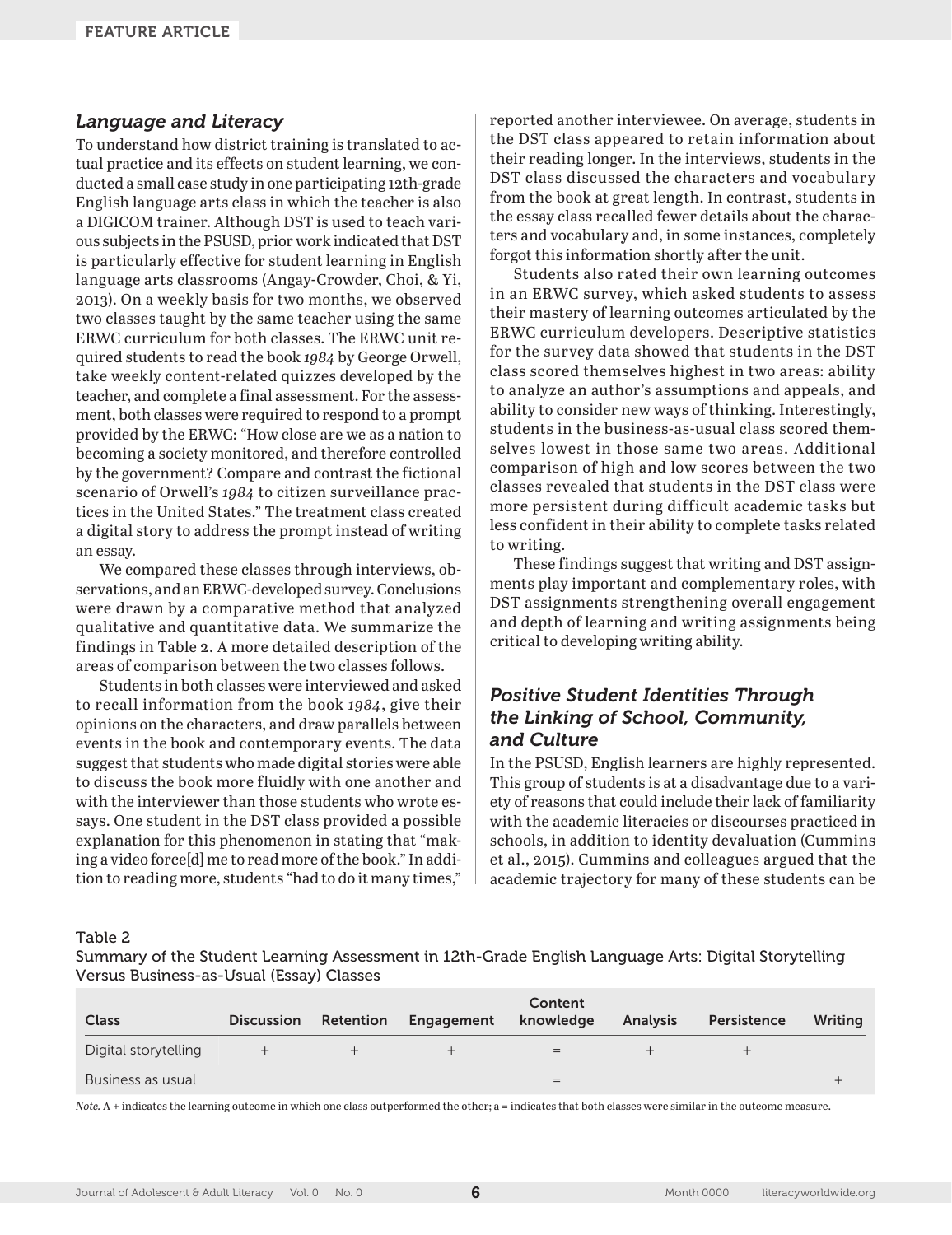## *Language and Literacy*

To understand how district training is translated to actual practice and its effects on student learning, we conducted a small case study in one participating 12th-grade English language arts class in which the teacher is also a DIGICOM trainer. Although DST is used to teach various subjects in the PSUSD, prior work indicated that DST is particularly effective for student learning in English language arts classrooms (Angay-Crowder, Choi, & Yi, 2013). On a weekly basis for two months, we observed two classes taught by the same teacher using the same ERWC curriculum for both classes. The ERWC unit required students to read the book *1984* by George Orwell, take weekly content-related quizzes developed by the teacher, and complete a final assessment. For the assessment, both classes were required to respond to a prompt provided by the ERWC: "How close are we as a nation to becoming a society monitored, and therefore controlled by the government? Compare and contrast the fictional scenario of Orwell's *1984* to citizen surveillance practices in the United States." The treatment class created a digital story to address the prompt instead of writing an essay.

We compared these classes through interviews, observations, and an ERWC-developed survey. Conclusions were drawn by a comparative method that analyzed qualitative and quantitative data. We summarize the findings in Table 2. A more detailed description of the areas of comparison between the two classes follows.

Students in both classes were interviewed and asked to recall information from the book *1984*, give their opinions on the characters, and draw parallels between events in the book and contemporary events. The data suggest that students who made digital stories were able to discuss the book more fluidly with one another and with the interviewer than those students who wrote essays. One student in the DST class provided a possible explanation for this phenomenon in stating that "making a video force[d] me to read more of the book." In addition to reading more, students "had to do it many times," reported another interviewee. On average, students in the DST class appeared to retain information about their reading longer. In the interviews, students in the DST class discussed the characters and vocabulary from the book at great length. In contrast, students in the essay class recalled fewer details about the characters and vocabulary and, in some instances, completely forgot this information shortly after the unit.

Students also rated their own learning outcomes in an ERWC survey, which asked students to assess their mastery of learning outcomes articulated by the ERWC curriculum developers. Descriptive statistics for the survey data showed that students in the DST class scored themselves highest in two areas: ability to analyze an author's assumptions and appeals, and ability to consider new ways of thinking. Interestingly, students in the business-as-usual class scored themselves lowest in those same two areas. Additional comparison of high and low scores between the two classes revealed that students in the DST class were more persistent during difficult academic tasks but less confident in their ability to complete tasks related to writing.

These findings suggest that writing and DST assignments play important and complementary roles, with DST assignments strengthening overall engagement and depth of learning and writing assignments being critical to developing writing ability.

## *Positive Student Identities Through the Linking of School, Community, and Culture*

In the PSUSD, English learners are highly represented. This group of students is at a disadvantage due to a variety of reasons that could include their lack of familiarity with the academic literacies or discourses practiced in schools, in addition to identity devaluation (Cummins et al., 2015). Cummins and colleagues argued that the academic trajectory for many of these students can be

Table 2
Summary of the Student Learning Assessment in 12th-Grade English Language Arts: Digital Storytelling Versus Business-as-Usual (Essay) Classes

| Class | Discussion | Retention | Engagement | Content knowledge | Analysis | Persistence | Writing |
|---|---|---|---|---|---|---|---|
| Digital storytelling | + | + | + | = | + | + | |
| Business as usual | | | | = | | | + |

*Note.* A + indicates the learning outcome in which one class outperformed the other; a = indicates that both classes were similar in the outcome measure.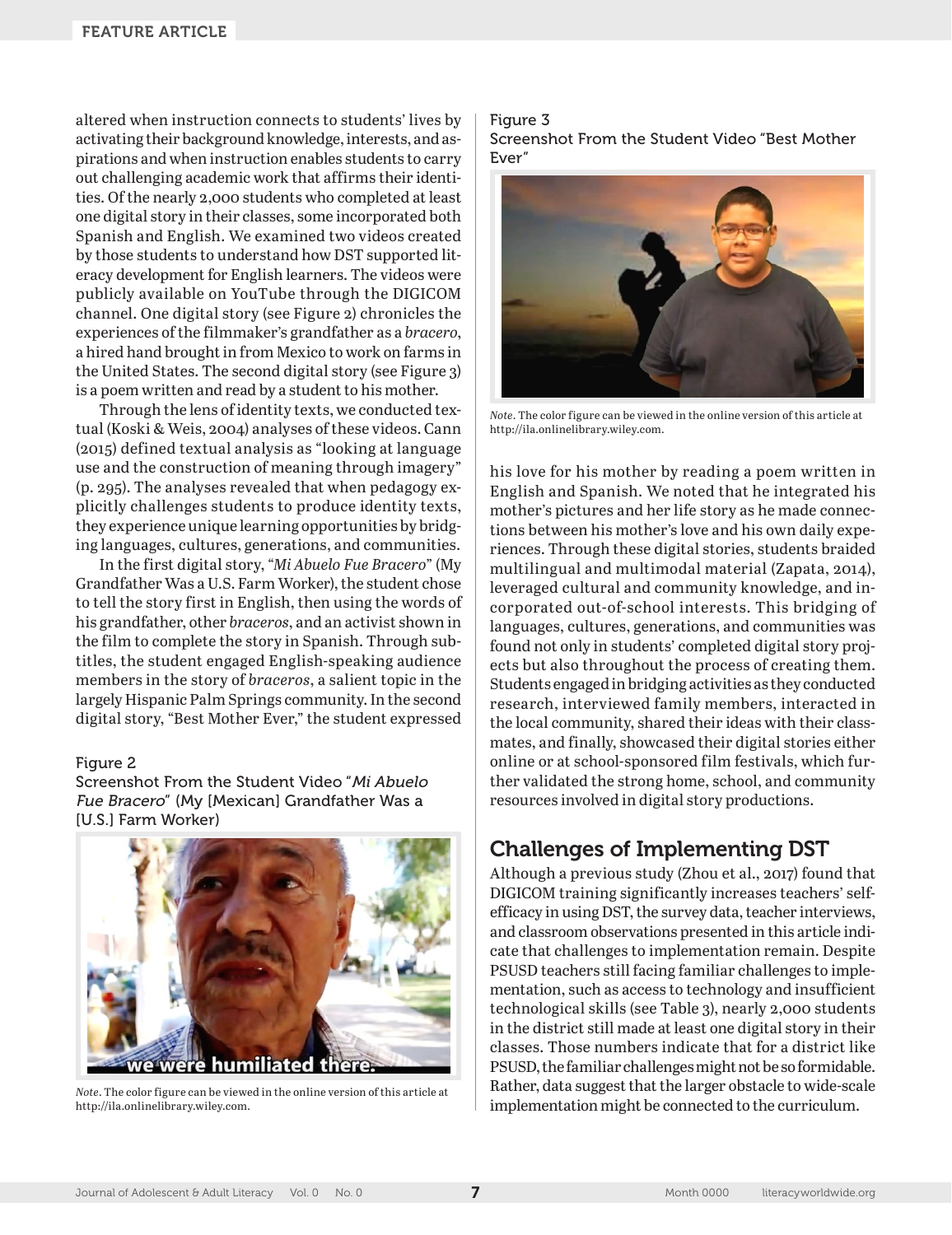altered when instruction connects to students' lives by activating their background knowledge, interests, and aspirations and when instruction enables students to carry out challenging academic work that affirms their identities. Of the nearly 2,000 students who completed at least one digital story in their classes, some incorporated both Spanish and English. We examined two videos created by those students to understand how DST supported literacy development for English learners. The videos were publicly available on YouTube through the DIGICOM channel. One digital story (see Figure 2) chronicles the experiences of the filmmaker's grandfather as a *bracero*, a hired hand brought in from Mexico to work on farms in the United States. The second digital story (see Figure 3) is a poem written and read by a student to his mother.

Through the lens of identity texts, we conducted textual (Koski & Weis, 2004) analyses of these videos. Cann (2015) defined textual analysis as "looking at language use and the construction of meaning through imagery" (p. 295). The analyses revealed that when pedagogy explicitly challenges students to produce identity texts, they experience unique learning opportunities by bridging languages, cultures, generations, and communities.

In the first digital story, "*Mi Abuelo Fue Bracero*" (My Grandfather Was a U.S. Farm Worker), the student chose to tell the story first in English, then using the words of his grandfather, other *braceros*, and an activist shown in the film to complete the story in Spanish. Through subtitles, the student engaged English-speaking audience members in the story of *braceros*, a salient topic in the largely Hispanic Palm Springs community. In the second digital story, "Best Mother Ever," the student expressed his love for his mother by reading a poem written in English and Spanish. We noted that he integrated his mother's pictures and her life story as he made connections between his mother's love and his own daily experiences. Through these digital stories, students braided multilingual and multimodal material (Zapata, 2014), leveraged cultural and community knowledge, and incorporated out-of-school interests. This bridging of languages, cultures, generations, and communities was found not only in students' completed digital story projects but also throughout the process of creating them. Students engaged in bridging activities as they conducted research, interviewed family members, interacted in the local community, shared their ideas with their classmates, and finally, showcased their digital stories either online or at school-sponsored film festivals, which further validated the strong home, school, and community resources involved in digital story productions.

Figure 2
Screenshot From the Student Video "*Mi Abuelo Fue Bracero*" (My [Mexican] Grandfather Was a [U.S.] Farm Worker)

we were humiliated there.

*Note*. The color figure can be viewed in the online version of this article at http://ila.onlinelibrary.wiley.com.

Figure 3
Screenshot From the Student Video "Best Mother Ever"

*Note*. The color figure can be viewed in the online version of this article at http://ila.onlinelibrary.wiley.com.

## Challenges of Implementing DST

Although a previous study (Zhou et al., 2017) found that DIGICOM training significantly increases teachers' self-efficacy in using DST, the survey data, teacher interviews, and classroom observations presented in this article indicate that challenges to implementation remain. Despite PSUSD teachers still facing familiar challenges to implementation, such as access to technology and insufficient technological skills (see Table 3), nearly 2,000 students in the district still made at least one digital story in their classes. Those numbers indicate that for a district like PSUSD, the familiar challenges might not be so formidable. Rather, data suggest that the larger obstacle to wide-scale implementation might be connected to the curriculum.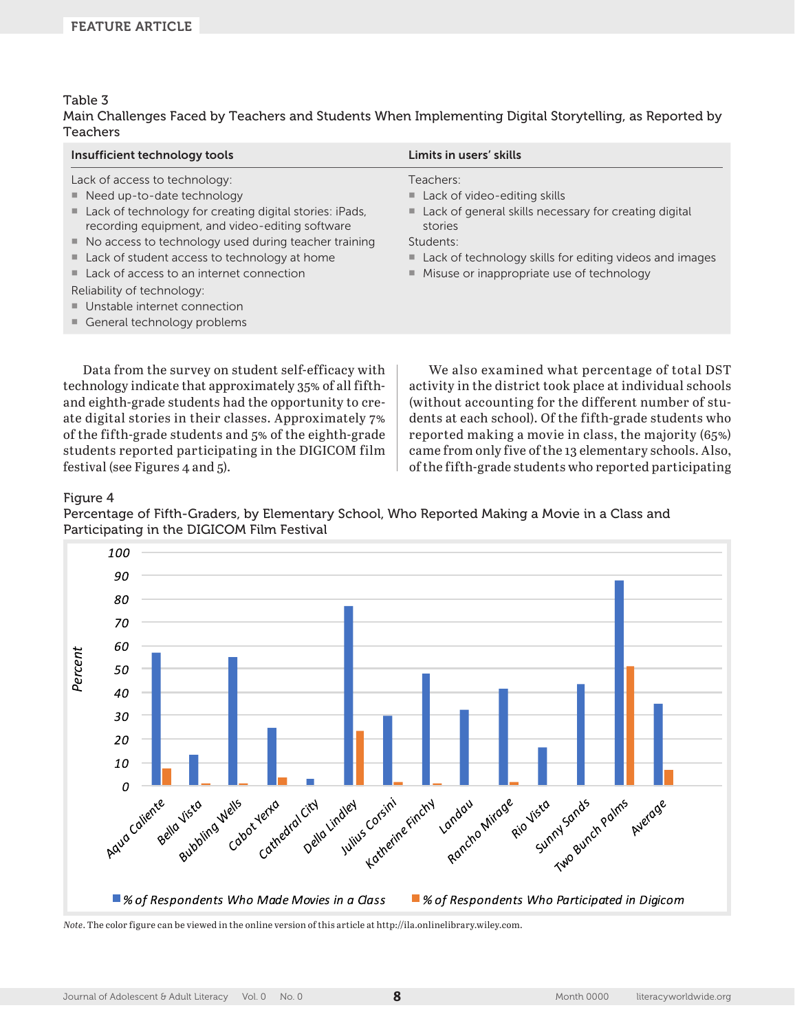Table 3
Main Challenges Faced by Teachers and Students When Implementing Digital Storytelling, as Reported by Teachers

| Insufficient technology tools | Limits in users' skills |
|---|---|
| Lack of access to technology:<br>■ Need up-to-date technology<br>■ Lack of technology for creating digital stories: iPads, recording equipment, and video-editing software<br>■ No access to technology used during teacher training<br>■ Lack of student access to technology at home<br>■ Lack of access to an internet connection<br>Reliability of technology:<br>■ Unstable internet connection<br>■ General technology problems | Teachers:<br>■ Lack of video-editing skills<br>■ Lack of general skills necessary for creating digital stories<br>Students:<br>■ Lack of technology skills for editing videos and images<br>■ Misuse or inappropriate use of technology |

Data from the survey on student self-efficacy with technology indicate that approximately 35% of all fifth- and eighth-grade students had the opportunity to create digital stories in their classes. Approximately 7% of the fifth-grade students and 5% of the eighth-grade students reported participating in the DIGICOM film festival (see Figures 4 and 5).

We also examined what percentage of total DST activity in the district took place at individual schools (without accounting for the different number of students at each school). Of the fifth-grade students who reported making a movie in class, the majority (65%) came from only five of the 13 elementary schools. Also, of the fifth-grade students who reported participating

Figure 4
Percentage of Fifth-Graders, by Elementary School, Who Reported Making a Movie in a Class and Participating in the DIGICOM Film Festival

Percent
100
90
80
70
60
50
40
30
20
10
0

Aqua Caliente
Bella Vista
Bubbling Wells
Cabot Yerxa
Cathedral City
Della Lindley
Julius Corsini
Katherine Finchy
Landau
Rancho Mirage
Rio Vista
Sunny Sands
Two Bunch Palms
Average

% of Respondents Who Made Movies in a Class
% of Respondents Who Participated in Digicom

*Note*. The color figure can be viewed in the online version of this article at http://ila.onlinelibrary.wiley.com.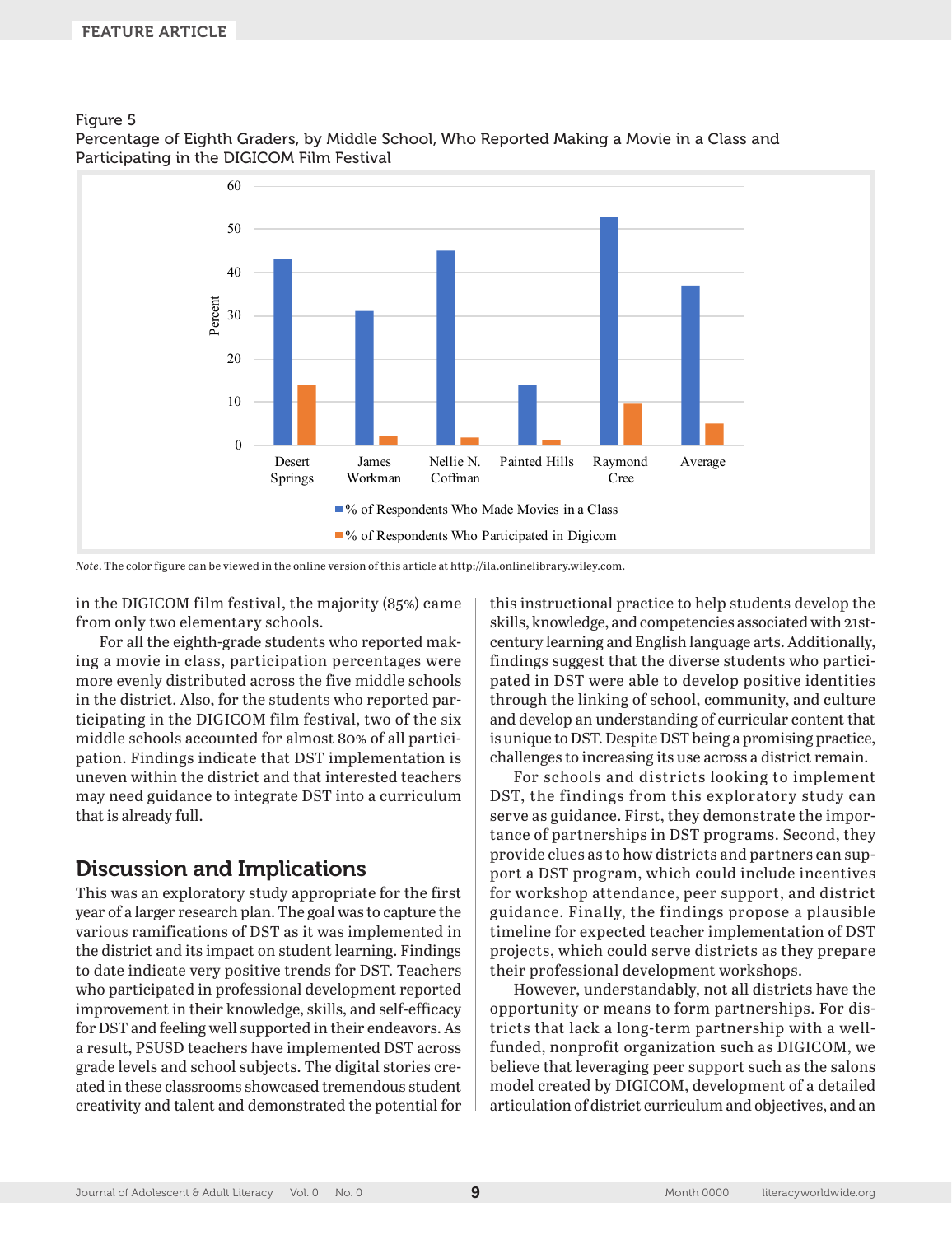Figure 5
Percentage of Eighth Graders, by Middle School, Who Reported Making a Movie in a Class and Participating in the DIGICOM Film Festival

60
50
40
30
20
10
0
Percent
Desert Springs
James Workman
Nellie N. Coffman
Painted Hills
Raymond Cree
Average
% of Respondents Who Made Movies in a Class
% of Respondents Who Participated in Digicom

*Note*. The color figure can be viewed in the online version of this article at http://ila.onlinelibrary.wiley.com.

in the DIGICOM film festival, the majority (85%) came from only two elementary schools.

For all the eighth-grade students who reported making a movie in class, participation percentages were more evenly distributed across the five middle schools in the district. Also, for the students who reported participating in the DIGICOM film festival, two of the six middle schools accounted for almost 80% of all participation. Findings indicate that DST implementation is uneven within the district and that interested teachers may need guidance to integrate DST into a curriculum that is already full.

## Discussion and Implications

This was an exploratory study appropriate for the first year of a larger research plan. The goal was to capture the various ramifications of DST as it was implemented in the district and its impact on student learning. Findings to date indicate very positive trends for DST. Teachers who participated in professional development reported improvement in their knowledge, skills, and self-efficacy for DST and feeling well supported in their endeavors. As a result, PSUSD teachers have implemented DST across grade levels and school subjects. The digital stories created in these classrooms showcased tremendous student creativity and talent and demonstrated the potential for this instructional practice to help students develop the skills, knowledge, and competencies associated with 21st-century learning and English language arts. Additionally, findings suggest that the diverse students who participated in DST were able to develop positive identities through the linking of school, community, and culture and develop an understanding of curricular content that is unique to DST. Despite DST being a promising practice, challenges to increasing its use across a district remain.

For schools and districts looking to implement DST, the findings from this exploratory study can serve as guidance. First, they demonstrate the importance of partnerships in DST programs. Second, they provide clues as to how districts and partners can support a DST program, which could include incentives for workshop attendance, peer support, and district guidance. Finally, the findings propose a plausible timeline for expected teacher implementation of DST projects, which could serve districts as they prepare their professional development workshops.

However, understandably, not all districts have the opportunity or means to form partnerships. For districts that lack a long-term partnership with a well-funded, nonprofit organization such as DIGICOM, we believe that leveraging peer support such as the salons model created by DIGICOM, development of a detailed articulation of district curriculum and objectives, and an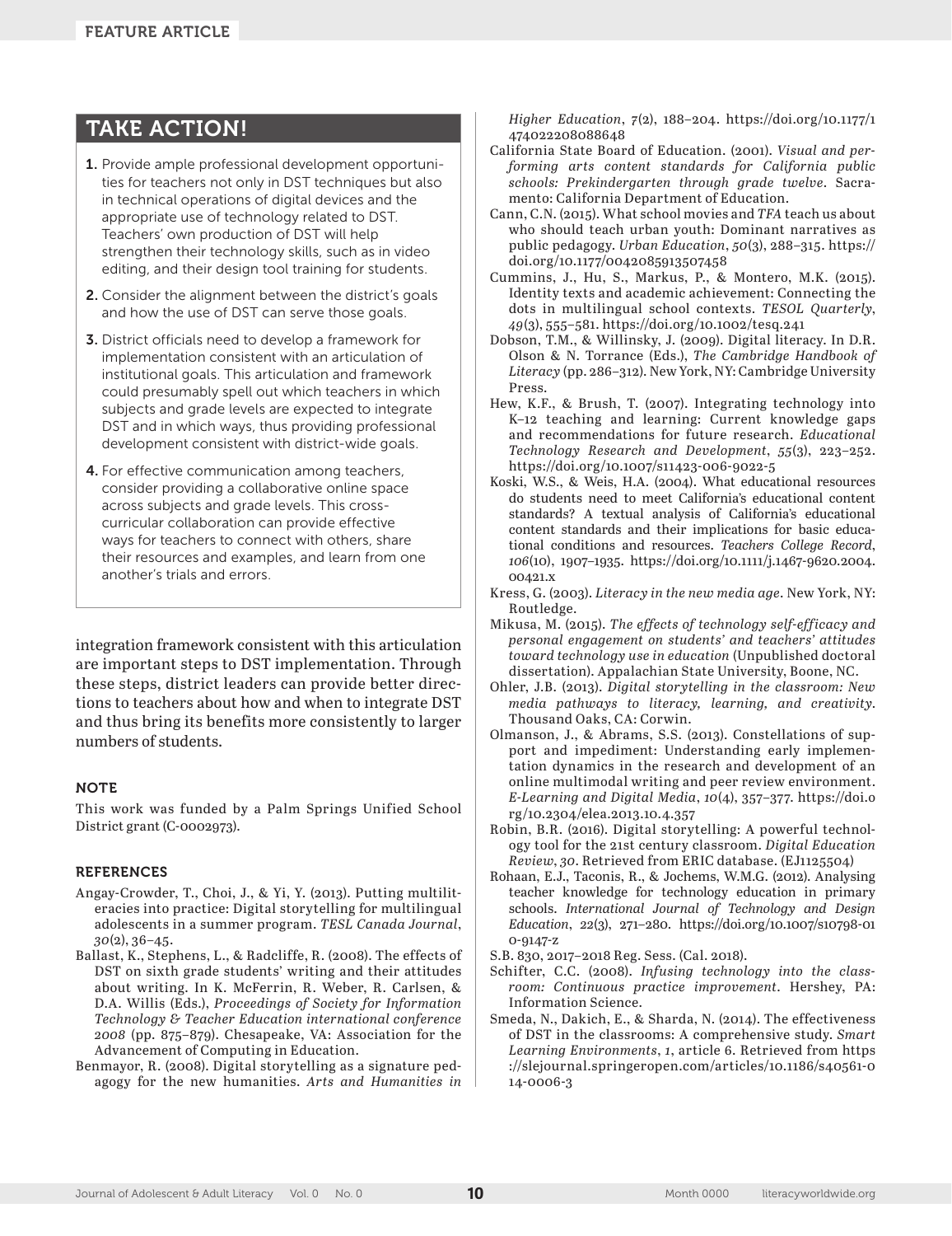## TAKE ACTION!

1. Provide ample professional development opportunities for teachers not only in DST techniques but also in technical operations of digital devices and the appropriate use of technology related to DST. Teachers' own production of DST will help strengthen their technology skills, such as in video editing, and their design tool training for students.
2. Consider the alignment between the district's goals and how the use of DST can serve those goals.
3. District officials need to develop a framework for implementation consistent with an articulation of institutional goals. This articulation and framework could presumably spell out which teachers in which subjects and grade levels are expected to integrate DST and in which ways, thus providing professional development consistent with district-wide goals.
4. For effective communication among teachers, consider providing a collaborative online space across subjects and grade levels. This cross-curricular collaboration can provide effective ways for teachers to connect with others, share their resources and examples, and learn from one another's trials and errors.

integration framework consistent with this articulation are important steps to DST implementation. Through these steps, district leaders can provide better directions to teachers about how and when to integrate DST and thus bring its benefits more consistently to larger numbers of students.

### NOTE

This work was funded by a Palm Springs Unified School District grant (C-0002973).

### REFERENCES

Angay-Crowder, T., Choi, J., & Yi, Y. (2013). Putting multiliteracies into practice: Digital storytelling for multilingual adolescents in a summer program. *TESL Canada Journal*, *30*(2), 36–45.

Ballast, K., Stephens, L., & Radcliffe, R. (2008). The effects of DST on sixth grade students' writing and their attitudes about writing. In K. McFerrin, R. Weber, R. Carlsen, & D.A. Willis (Eds.), *Proceedings of Society for Information Technology & Teacher Education international conference 2008* (pp. 875–879). Chesapeake, VA: Association for the Advancement of Computing in Education.

Benmayor, R. (2008). Digital storytelling as a signature pedagogy for the new humanities. *Arts and Humanities in Higher Education*, *7*(2), 188–204. https://doi.org/10.1177/1474022208088648

California State Board of Education. (2001). *Visual and performing arts content standards for California public schools: Prekindergarten through grade twelve*. Sacramento: California Department of Education.

Cann, C.N. (2015). What school movies and *TFA* teach us about who should teach urban youth: Dominant narratives as public pedagogy. *Urban Education*, *50*(3), 288–315. https://doi.org/10.1177/0042085913507458

Cummins, J., Hu, S., Markus, P., & Montero, M.K. (2015). Identity texts and academic achievement: Connecting the dots in multilingual school contexts. *TESOL Quarterly*, *49*(3), 555–581. https://doi.org/10.1002/tesq.241

Dobson, T.M., & Willinsky, J. (2009). Digital literacy. In D.R. Olson & N. Torrance (Eds.), *The Cambridge Handbook of Literacy* (pp. 286–312). New York, NY: Cambridge University Press.

Hew, K.F., & Brush, T. (2007). Integrating technology into K–12 teaching and learning: Current knowledge gaps and recommendations for future research. *Educational Technology Research and Development*, *55*(3), 223–252. https://doi.org/10.1007/s11423-006-9022-5

Koski, W.S., & Weis, H.A. (2004). What educational resources do students need to meet California's educational content standards? A textual analysis of California's educational content standards and their implications for basic educational conditions and resources. *Teachers College Record*, *106*(10), 1907–1935. https://doi.org/10.1111/j.1467-9620.2004.00421.x

Kress, G. (2003). *Literacy in the new media age*. New York, NY: Routledge.

Mikusa, M. (2015). *The effects of technology self-efficacy and personal engagement on students' and teachers' attitudes toward technology use in education* (Unpublished doctoral dissertation). Appalachian State University, Boone, NC.

Ohler, J.B. (2013). *Digital storytelling in the classroom: New media pathways to literacy, learning, and creativity*. Thousand Oaks, CA: Corwin.

Olmanson, J., & Abrams, S.S. (2013). Constellations of support and impediment: Understanding early implementation dynamics in the research and development of an online multimodal writing and peer review environment. *E-Learning and Digital Media*, *10*(4), 357–377. https://doi.org/10.2304/elea.2013.10.4.357

Robin, B.R. (2016). Digital storytelling: A powerful technology tool for the 21st century classroom. *Digital Education Review*, *30*. Retrieved from ERIC database. (EJ1125504)

Rohaan, E.J., Taconis, R., & Jochems, W.M.G. (2012). Analysing teacher knowledge for technology education in primary schools. *International Journal of Technology and Design Education*, 22(3), 271–280. https://doi.org/10.1007/s10798-010-9147-z

S.B. 830, 2017–2018 Reg. Sess. (Cal. 2018).

Schifter, C.C. (2008). *Infusing technology into the classroom: Continuous practice improvement*. Hershey, PA: Information Science.

Smeda, N., Dakich, E., & Sharda, N. (2014). The effectiveness of DST in the classrooms: A comprehensive study. *Smart Learning Environments*, *1*, article 6. Retrieved from https://slejournal.springeropen.com/articles/10.1186/s40561-014-0006-3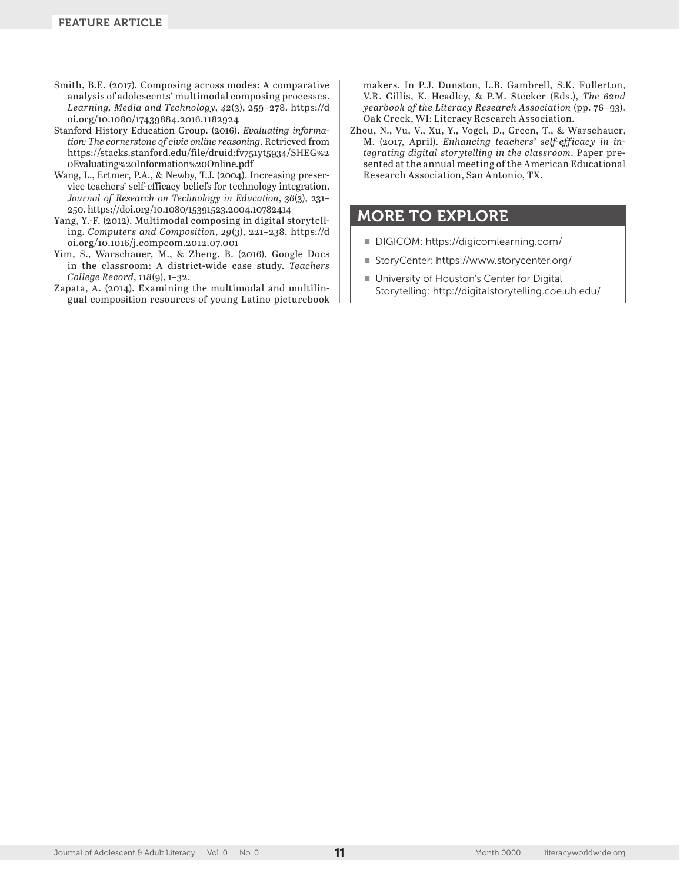Smith, B.E. (2017). Composing across modes: A comparative analysis of adolescents' multimodal composing processes. *Learning, Media and Technology*, *42*(3), 259–278. https://doi.org/10.1080/17439884.2016.1182924

Stanford History Education Group. (2016). *Evaluating information: The cornerstone of civic online reasoning*. Retrieved from https://stacks.stanford.edu/file/druid:fv751yt5934/SHEG%20Evaluating%20Information%20Online.pdf

Wang, L., Ertmer, P.A., & Newby, T.J. (2004). Increasing preservice teachers' self-efficacy beliefs for technology integration. *Journal of Research on Technology in Education*, *36*(3), 231–250. https://doi.org/10.1080/15391523.2004.10782414

Yang, Y.-F. (2012). Multimodal composing in digital storytelling. *Computers and Composition*, *29*(3), 221–238. https://doi.org/10.1016/j.compcom.2012.07.001

Yim, S., Warschauer, M., & Zheng, B. (2016). Google Docs in the classroom: A district-wide case study. *Teachers College Record*, *118*(9), 1–32.

Zapata, A. (2014). Examining the multimodal and multilingual composition resources of young Latino picturebook makers. In P.J. Dunston, L.B. Gambrell, S.K. Fullerton, V.R. Gillis, K. Headley, & P.M. Stecker (Eds.), *The 62nd yearbook of the Literacy Research Association* (pp. 76–93). Oak Creek, WI: Literacy Research Association.

Zhou, N., Vu, V., Xu, Y., Vogel, D., Green, T., & Warschauer, M. (2017, April). *Enhancing teachers' self-efficacy in integrating digital storytelling in the classroom*. Paper presented at the annual meeting of the American Educational Research Association, San Antonio, TX.

## MORE TO EXPLORE

- DIGICOM: https://digicomlearning.com/
- StoryCenter: https://www.storycenter.org/
- University of Houston's Center for Digital Storytelling: http://digitalstorytelling.coe.uh.edu/